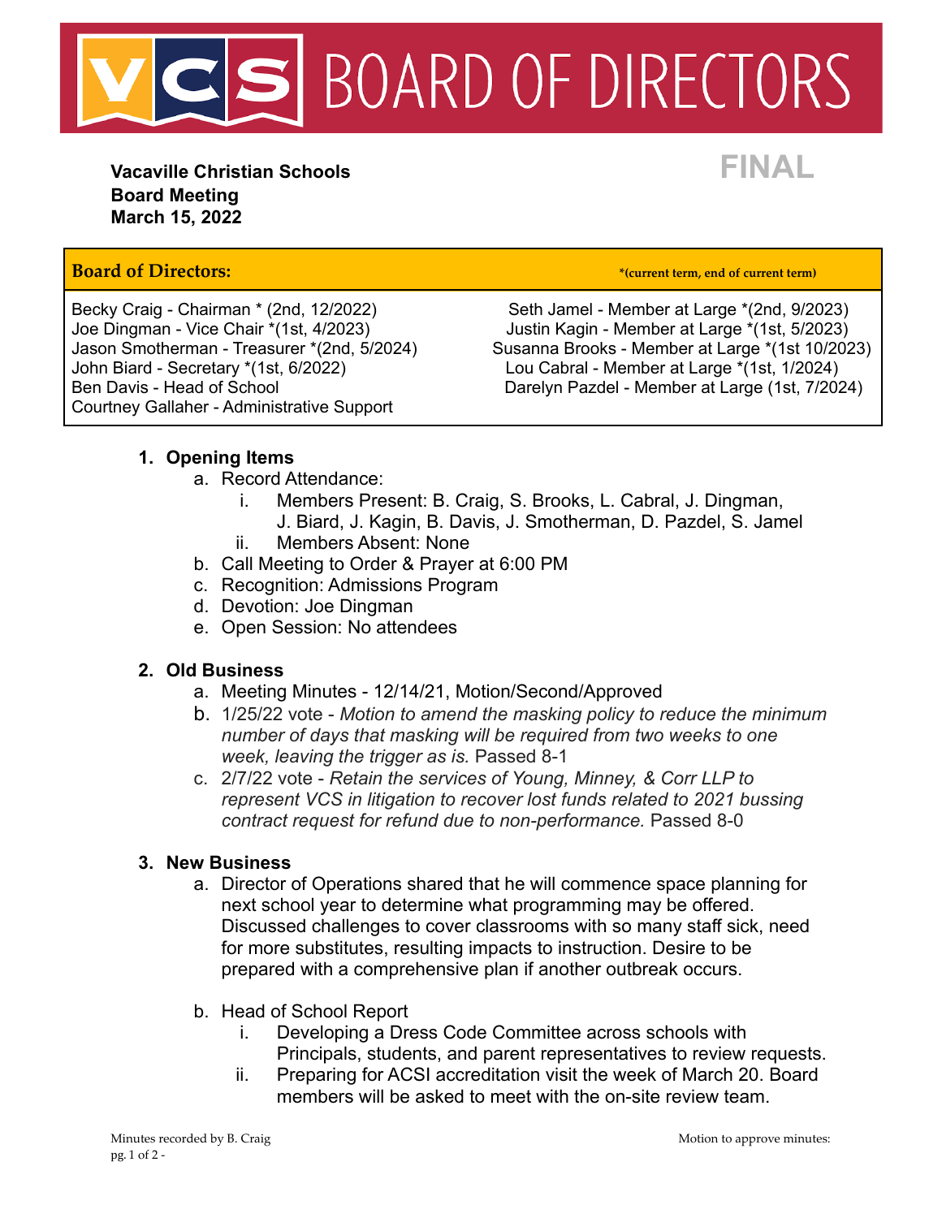# VCS BOARD OF DIRECTORS

**Vacaville Christian Schools**
**Board Meeting**
**March 15, 2022**

**FINAL**

| **Board of Directors:** | ***(current term, end of current term)** |
|---|---|
| Becky Craig - Chairman * (2nd, 12/2022) | Seth Jamel - Member at Large *(2nd, 9/2023) |
| Joe Dingman - Vice Chair *(1st, 4/2023) | Justin Kagin - Member at Large *(1st, 5/2023) |
| Jason Smotherman - Treasurer *(2nd, 5/2024) | Susanna Brooks - Member at Large *(1st 10/2023) |
| John Biard - Secretary *(1st, 6/2022) | Lou Cabral - Member at Large *(1st, 1/2024) |
| Ben Davis - Head of School | Darelyn Pazdel - Member at Large (1st, 7/2024) |
| Courtney Gallaher - Administrative Support | |

1. **Opening Items**
   a. Record Attendance:
      i. Members Present: B. Craig, S. Brooks, L. Cabral, J. Dingman, J. Biard, J. Kagin, B. Davis, J. Smotherman, D. Pazdel, S. Jamel
      ii. Members Absent: None
   b. Call Meeting to Order & Prayer at 6:00 PM
   c. Recognition: Admissions Program
   d. Devotion: Joe Dingman
   e. Open Session: No attendees

2. **Old Business**
   a. Meeting Minutes - 12/14/21, Motion/Second/Approved
   b. 1/25/22 vote - *Motion to amend the masking policy to reduce the minimum number of days that masking will be required from two weeks to one week, leaving the trigger as is.* Passed 8-1
   c. 2/7/22 vote - *Retain the services of Young, Minney, & Corr LLP to represent VCS in litigation to recover lost funds related to 2021 bussing contract request for refund due to non-performance.* Passed 8-0

3. **New Business**
   a. Director of Operations shared that he will commence space planning for next school year to determine what programming may be offered. Discussed challenges to cover classrooms with so many staff sick, need for more substitutes, resulting impacts to instruction. Desire to be prepared with a comprehensive plan if another outbreak occurs.

   b. Head of School Report
      i. Developing a Dress Code Committee across schools with Principals, students, and parent representatives to review requests.
      ii. Preparing for ACSI accreditation visit the week of March 20. Board members will be asked to meet with the on-site review team.

Minutes recorded by B. Craig

Motion to approve minutes: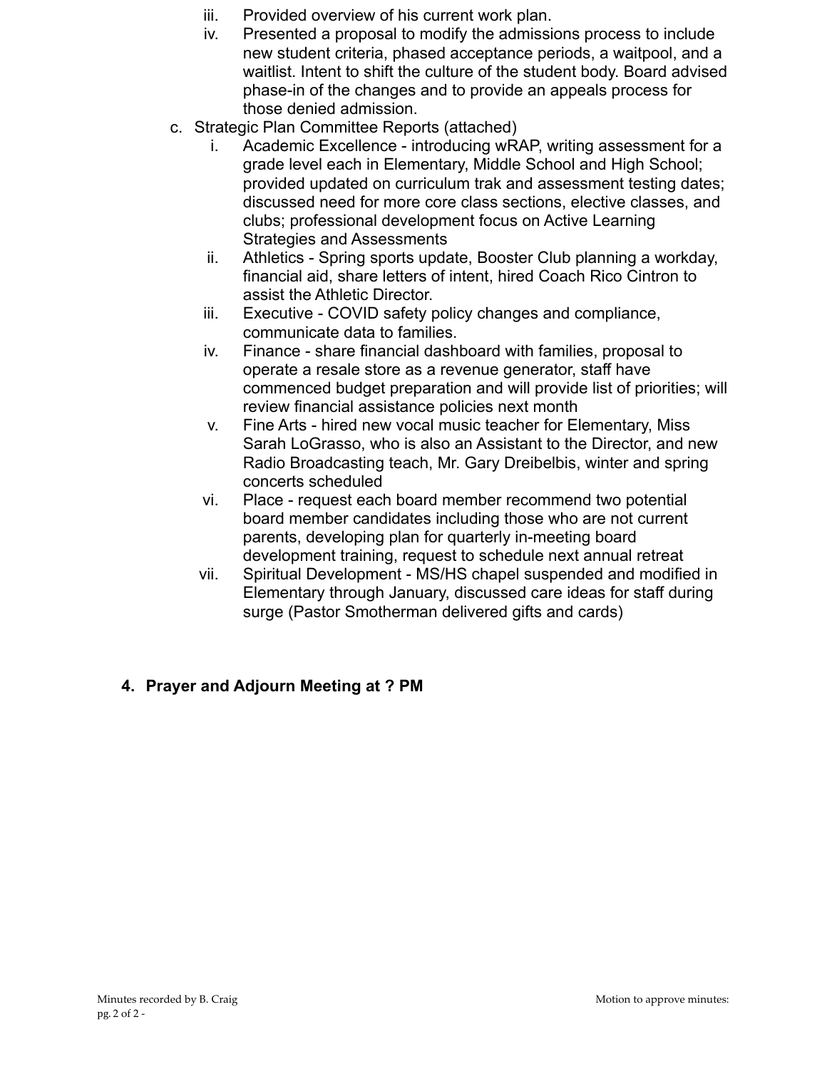iii. Provided overview of his current work plan.
iv. Presented a proposal to modify the admissions process to include new student criteria, phased acceptance periods, a waitpool, and a waitlist. Intent to shift the culture of the student body. Board advised phase-in of the changes and to provide an appeals process for those denied admission.

c. Strategic Plan Committee Reports (attached)
   i. Academic Excellence - introducing wRAP, writing assessment for a grade level each in Elementary, Middle School and High School; provided updated on curriculum trak and assessment testing dates; discussed need for more core class sections, elective classes, and clubs; professional development focus on Active Learning Strategies and Assessments
   ii. Athletics - Spring sports update, Booster Club planning a workday, financial aid, share letters of intent, hired Coach Rico Cintron to assist the Athletic Director.
   iii. Executive - COVID safety policy changes and compliance, communicate data to families.
   iv. Finance - share financial dashboard with families, proposal to operate a resale store as a revenue generator, staff have commenced budget preparation and will provide list of priorities; will review financial assistance policies next month
   v. Fine Arts - hired new vocal music teacher for Elementary, Miss Sarah LoGrasso, who is also an Assistant to the Director, and new Radio Broadcasting teach, Mr. Gary Dreibelbis, winter and spring concerts scheduled
   vi. Place - request each board member recommend two potential board member candidates including those who are not current parents, developing plan for quarterly in-meeting board development training, request to schedule next annual retreat
   vii. Spiritual Development - MS/HS chapel suspended and modified in Elementary through January, discussed care ideas for staff during surge (Pastor Smotherman delivered gifts and cards)

**4. Prayer and Adjourn Meeting at ? PM**

Minutes recorded by B. Craig

Motion to approve minutes: